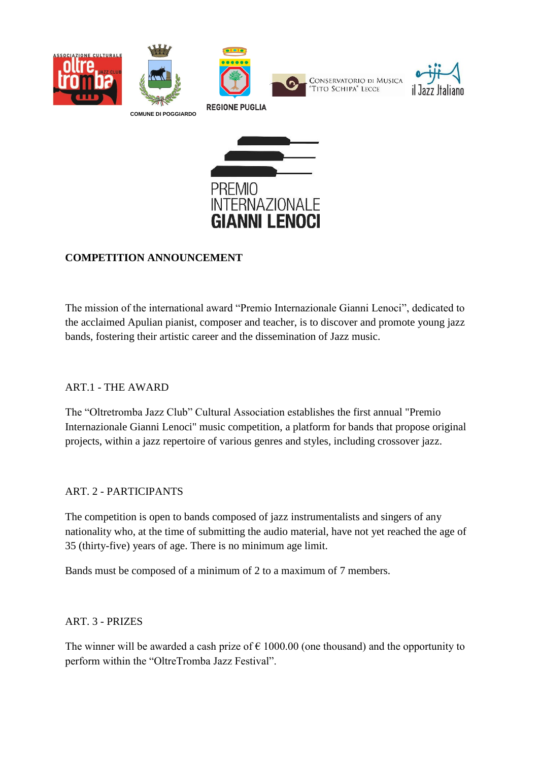COMUNE DI POGGIARDO

REGIONE PUGLIA

PREMIO INTERNAZIONALE **GIANNI LENOCI**

**COMPETITION ANNOUNCEMENT**

The mission of the international award “Premio Internazionale Gianni Lenoci”, dedicated to the acclaimed Apulian pianist, composer and teacher, is to discover and promote young jazz bands, fostering their artistic career and the dissemination of Jazz music.

## ART.1 - THE AWARD

The “Oltretromba Jazz Club” Cultural Association establishes the first annual "Premio Internazionale Gianni Lenoci" music competition, a platform for bands that propose original projects, within a jazz repertoire of various genres and styles, including crossover jazz.

## ART. 2 - PARTICIPANTS

The competition is open to bands composed of jazz instrumentalists and singers of any nationality who, at the time of submitting the audio material, have not yet reached the age of 35 (thirty-five) years of age. There is no minimum age limit.

Bands must be composed of a minimum of 2 to a maximum of 7 members.

## ART. 3 - PRIZES

The winner will be awarded a cash prize of € 1000.00 (one thousand) and the opportunity to perform within the “OltreTromba Jazz Festival”.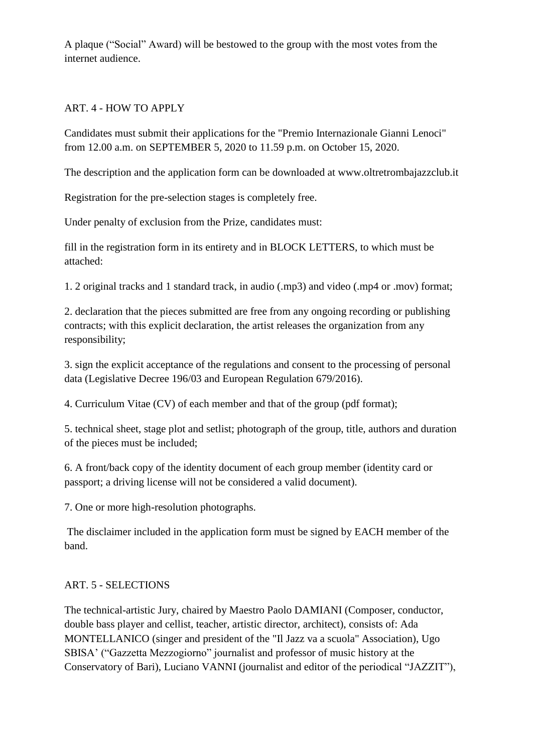A plaque ("Social" Award) will be bestowed to the group with the most votes from the internet audience.

## ART. 4 - HOW TO APPLY

Candidates must submit their applications for the "Premio Internazionale Gianni Lenoci" from 12.00 a.m. on SEPTEMBER 5, 2020 to 11.59 p.m. on October 15, 2020.

The description and the application form can be downloaded at www.oltretrombajazzclub.it

Registration for the pre-selection stages is completely free.

Under penalty of exclusion from the Prize, candidates must:

fill in the registration form in its entirety and in BLOCK LETTERS, to which must be attached:

1. 2 original tracks and 1 standard track, in audio (.mp3) and video (.mp4 or .mov) format;
2. declaration that the pieces submitted are free from any ongoing recording or publishing contracts; with this explicit declaration, the artist releases the organization from any responsibility;
3. sign the explicit acceptance of the regulations and consent to the processing of personal data (Legislative Decree 196/03 and European Regulation 679/2016).
4. Curriculum Vitae (CV) of each member and that of the group (pdf format);
5. technical sheet, stage plot and setlist; photograph of the group, title, authors and duration of the pieces must be included;
6. A front/back copy of the identity document of each group member (identity card or passport; a driving license will not be considered a valid document).
7. One or more high-resolution photographs.

The disclaimer included in the application form must be signed by EACH member of the band.

## ART. 5 - SELECTIONS

The technical-artistic Jury, chaired by Maestro Paolo DAMIANI (Composer, conductor, double bass player and cellist, teacher, artistic director, architect), consists of: Ada MONTELLANICO (singer and president of the "Il Jazz va a scuola" Association), Ugo SBISA' ("Gazzetta Mezzogiorno" journalist and professor of music history at the Conservatory of Bari), Luciano VANNI (journalist and editor of the periodical "JAZZIT"),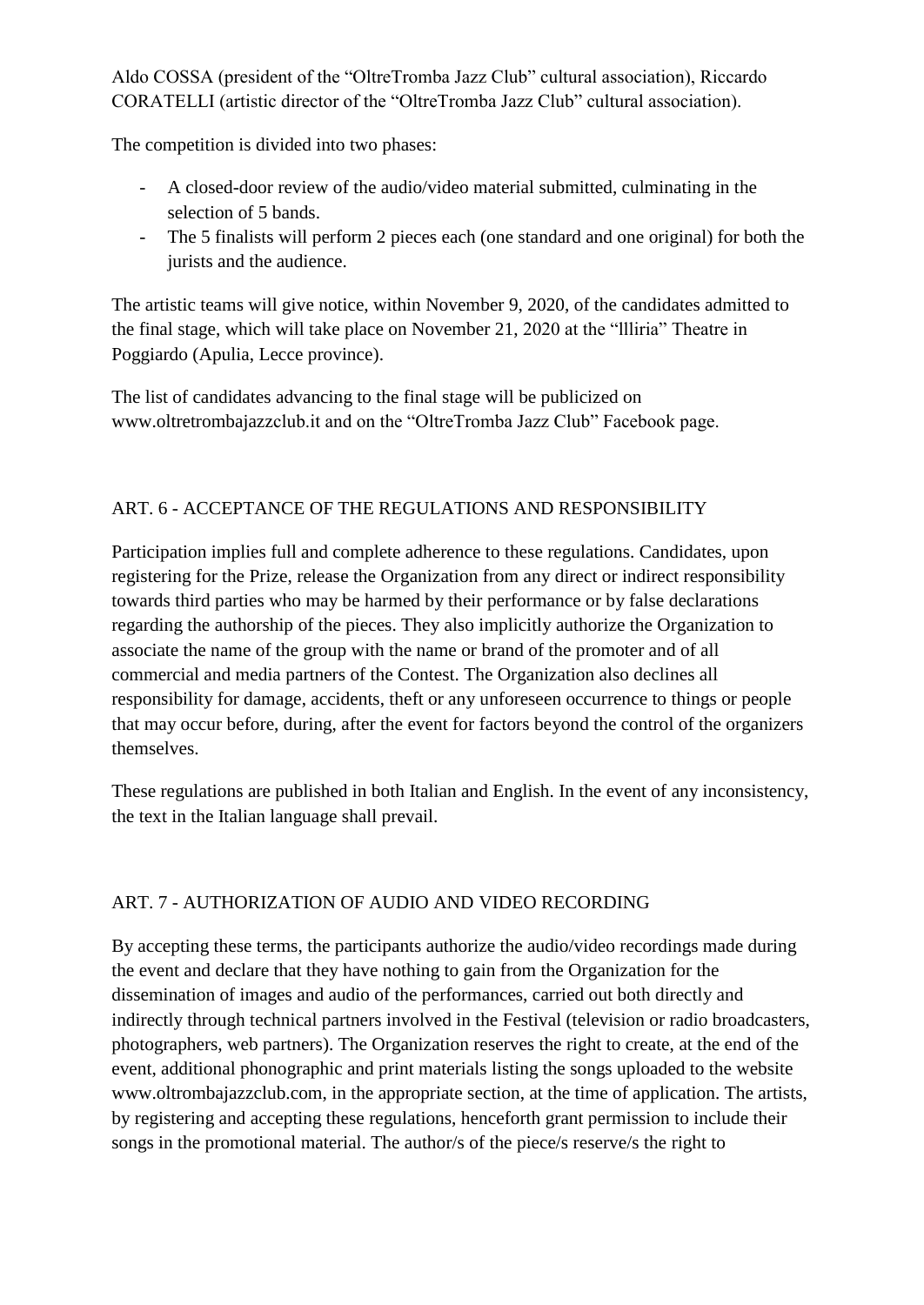Aldo COSSA (president of the "OltreTromba Jazz Club" cultural association), Riccardo CORATELLI (artistic director of the "OltreTromba Jazz Club" cultural association).

The competition is divided into two phases:

- A closed-door review of the audio/video material submitted, culminating in the selection of 5 bands.
- The 5 finalists will perform 2 pieces each (one standard and one original) for both the jurists and the audience.

The artistic teams will give notice, within November 9, 2020, of the candidates admitted to the final stage, which will take place on November 21, 2020 at the "llliria" Theatre in Poggiardo (Apulia, Lecce province).

The list of candidates advancing to the final stage will be publicized on www.oltretrombajazzclub.it and on the "OltreTromba Jazz Club" Facebook page.

## ART. 6 - ACCEPTANCE OF THE REGULATIONS AND RESPONSIBILITY

Participation implies full and complete adherence to these regulations. Candidates, upon registering for the Prize, release the Organization from any direct or indirect responsibility towards third parties who may be harmed by their performance or by false declarations regarding the authorship of the pieces. They also implicitly authorize the Organization to associate the name of the group with the name or brand of the promoter and of all commercial and media partners of the Contest. The Organization also declines all responsibility for damage, accidents, theft or any unforeseen occurrence to things or people that may occur before, during, after the event for factors beyond the control of the organizers themselves.

These regulations are published in both Italian and English. In the event of any inconsistency, the text in the Italian language shall prevail.

## ART. 7 - AUTHORIZATION OF AUDIO AND VIDEO RECORDING

By accepting these terms, the participants authorize the audio/video recordings made during the event and declare that they have nothing to gain from the Organization for the dissemination of images and audio of the performances, carried out both directly and indirectly through technical partners involved in the Festival (television or radio broadcasters, photographers, web partners). The Organization reserves the right to create, at the end of the event, additional phonographic and print materials listing the songs uploaded to the website www.oltrombajazzclub.com, in the appropriate section, at the time of application. The artists, by registering and accepting these regulations, henceforth grant permission to include their songs in the promotional material. The author/s of the piece/s reserve/s the right to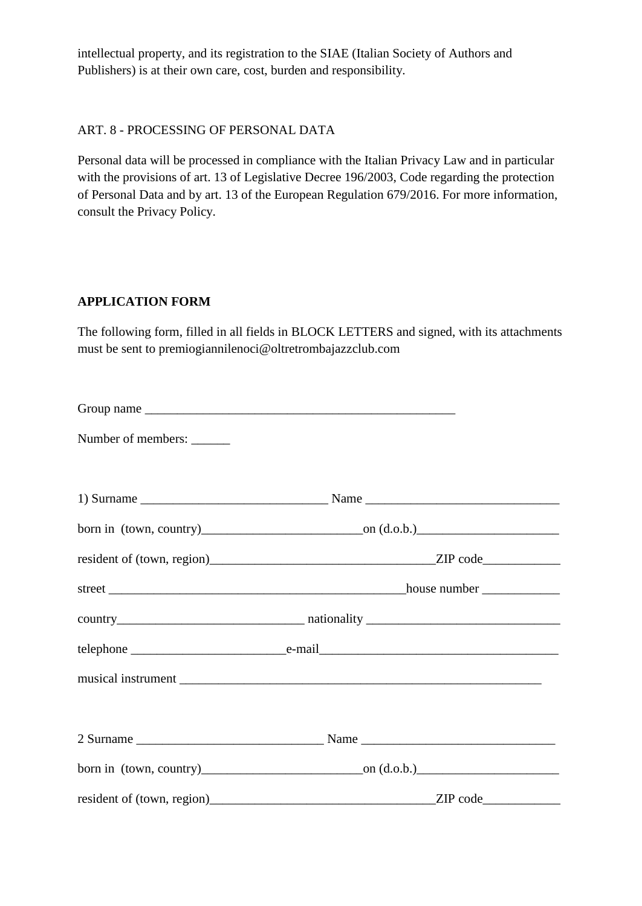intellectual property, and its registration to the SIAE (Italian Society of Authors and Publishers) is at their own care, cost, burden and responsibility.

ART. 8 - PROCESSING OF PERSONAL DATA

Personal data will be processed in compliance with the Italian Privacy Law and in particular with the provisions of art. 13 of Legislative Decree 196/2003, Code regarding the protection of Personal Data and by art. 13 of the European Regulation 679/2016. For more information, consult the Privacy Policy.

**APPLICATION FORM**

The following form, filled in all fields in BLOCK LETTERS and signed, with its attachments must be sent to premiogiannilenoci@oltretrombajazzclub.com

Group name _________________________________________________

Number of members: ______

1) Surname _____________________________ Name ______________________________

born in (town, country)_________________________on (d.o.b.)______________________

resident of (town, region)__________________________________ZIP code____________

street _______________________________________________house number ____________

country_____________________________ nationality ______________________________

telephone ________________________e-mail_____________________________________

musical instrument _________________________________________________________

2 Surname _____________________________ Name ______________________________

born in (town, country)_________________________on (d.o.b.)______________________

resident of (town, region)__________________________________ZIP code____________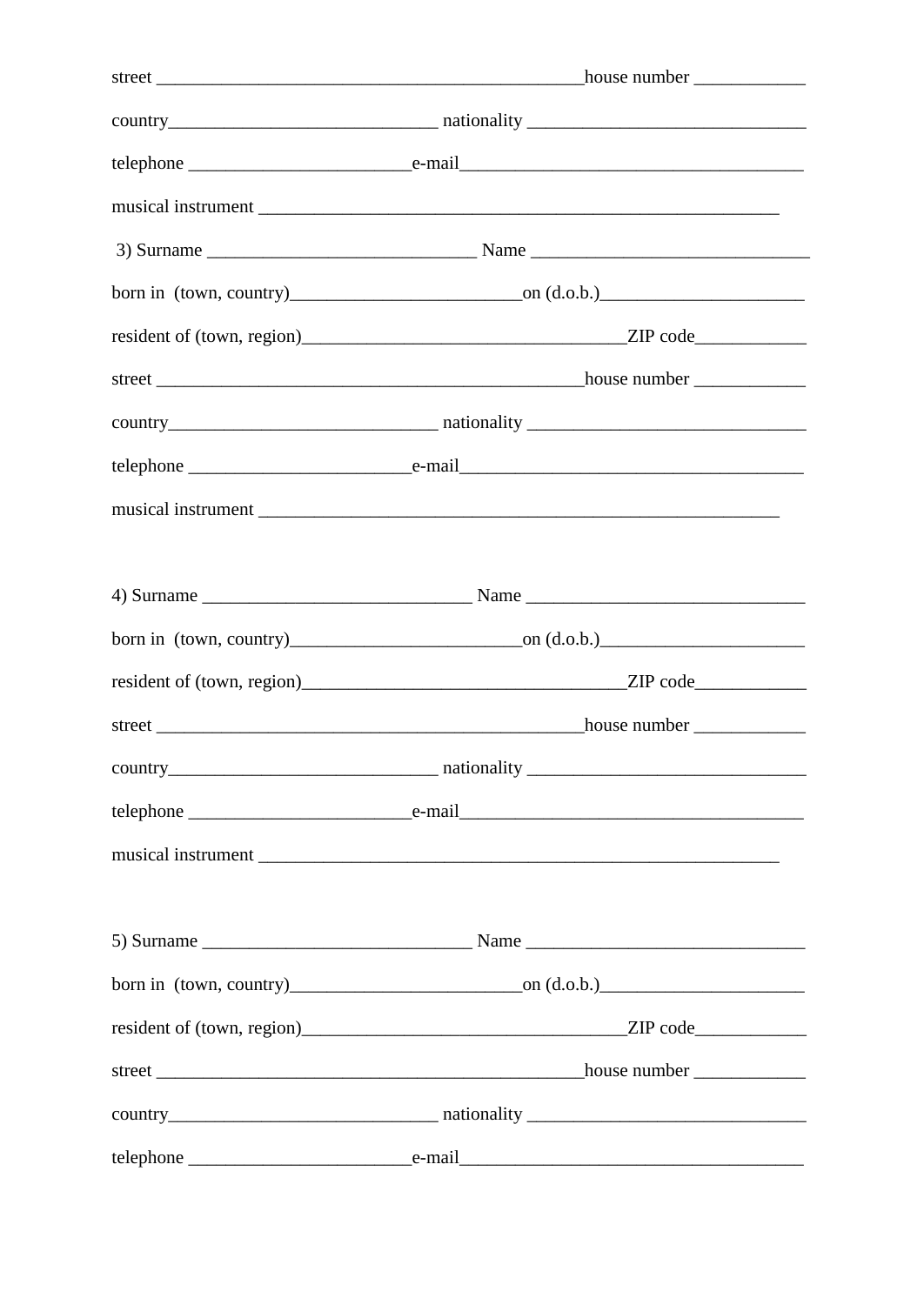street _______________________________________________house number ____________

country_____________________________ nationality ______________________________

telephone ________________________e-mail_____________________________________

musical instrument ________________________________________________________

3) Surname _____________________________ Name ______________________________

born in (town, country)_________________________on (d.o.b.)______________________

resident of (town, region)___________________________________ZIP code____________

street _______________________________________________house number ____________

country_____________________________ nationality ______________________________

telephone ________________________e-mail_____________________________________

musical instrument ________________________________________________________

4) Surname _____________________________ Name ______________________________

born in (town, country)_________________________on (d.o.b.)______________________

resident of (town, region)___________________________________ZIP code____________

street _______________________________________________house number ____________

country_____________________________ nationality ______________________________

telephone ________________________e-mail_____________________________________

musical instrument ________________________________________________________

5) Surname _____________________________ Name ______________________________

born in (town, country)_________________________on (d.o.b.)______________________

resident of (town, region)___________________________________ZIP code____________

street _______________________________________________house number ____________

country_____________________________ nationality ______________________________

telephone ________________________e-mail_____________________________________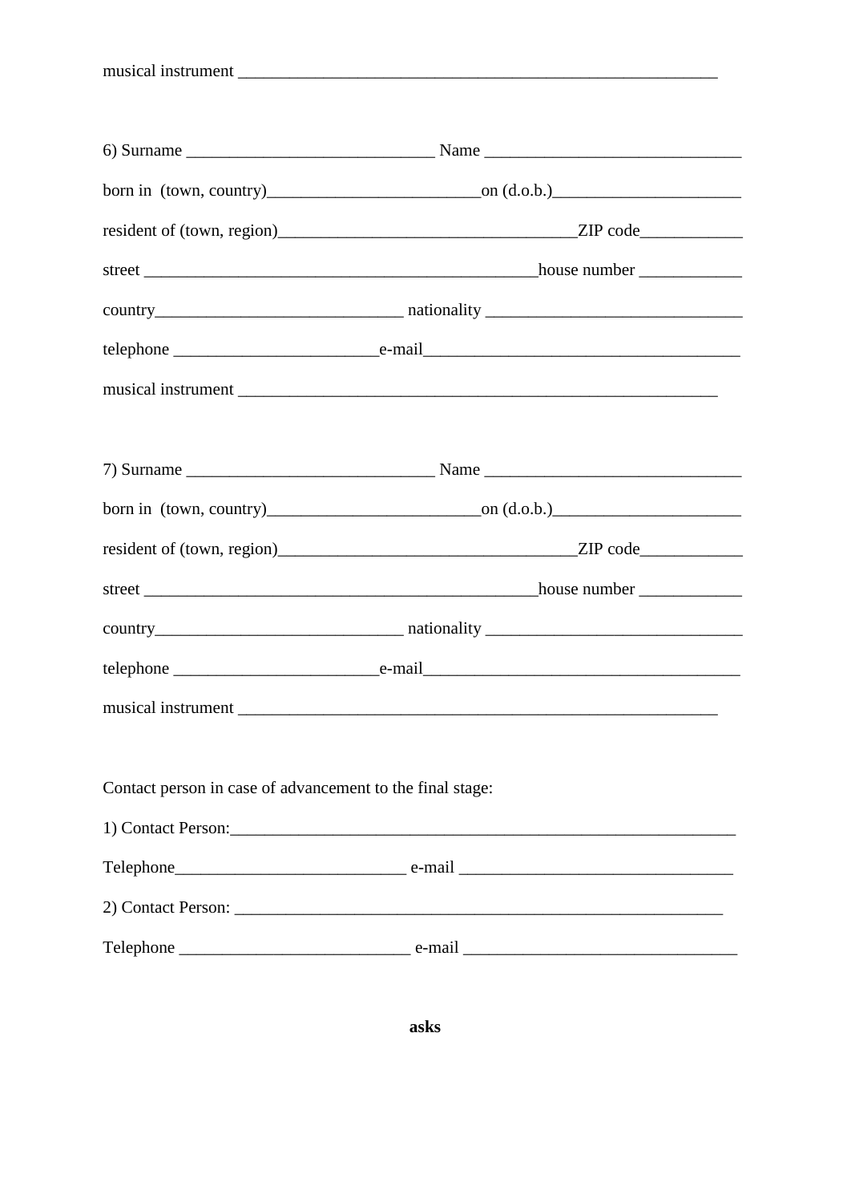musical instrument ___________________________________________________________

6) Surname _____________________________ Name ______________________________

born in (town, country)_________________________on (d.o.b.)______________________

resident of (town, region)___________________________________ZIP code____________

street _______________________________________________house number ____________

country_____________________________ nationality ______________________________

telephone _______________________e-mail_____________________________________

musical instrument ___________________________________________________________

7) Surname _____________________________ Name ______________________________

born in (town, country)_________________________on (d.o.b.)______________________

resident of (town, region)___________________________________ZIP code____________

street _______________________________________________house number ____________

country_____________________________ nationality ______________________________

telephone _______________________e-mail_____________________________________

musical instrument ___________________________________________________________

Contact person in case of advancement to the final stage:

1) Contact Person:___________________________________________________________

Telephone__________________________ e-mail _______________________________

2) Contact Person: __________________________________________________________

Telephone __________________________ e-mail _______________________________

**asks**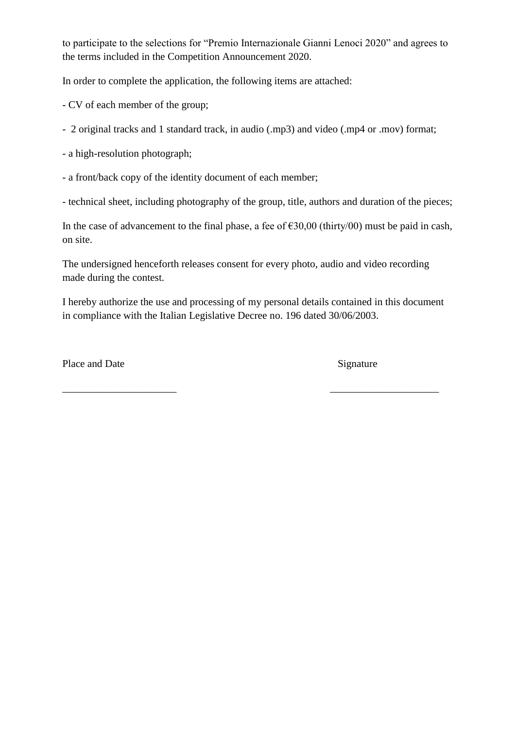to participate to the selections for "Premio Internazionale Gianni Lenoci 2020" and agrees to the terms included in the Competition Announcement 2020.

In order to complete the application, the following items are attached:

- CV of each member of the group;

- 2 original tracks and 1 standard track, in audio (.mp3) and video (.mp4 or .mov) format;

- a high-resolution photograph;

- a front/back copy of the identity document of each member;

- technical sheet, including photography of the group, title, authors and duration of the pieces;

In the case of advancement to the final phase, a fee of €30,00 (thirty/00) must be paid in cash, on site.

The undersigned henceforth releases consent for every photo, audio and video recording made during the contest.

I hereby authorize the use and processing of my personal details contained in this document in compliance with the Italian Legislative Decree no. 196 dated 30/06/2003.

Place and Date

______________________

Signature

_____________________